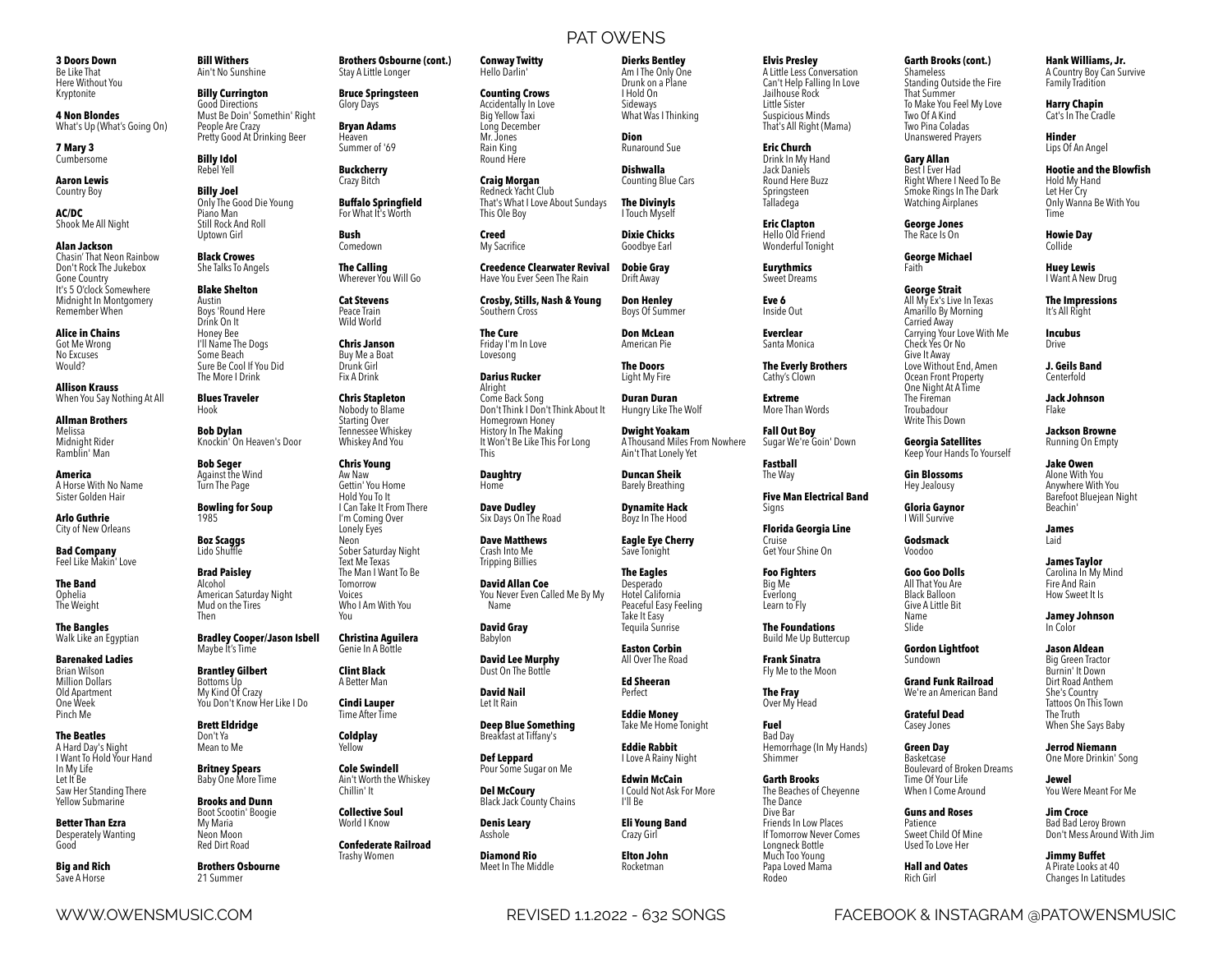# PAT OWENS

**3 Doors Down**
Be Like That
Here Without You
Kryptonite

**4 Non Blondes**
What's Up (What's Going On)

**7 Mary 3**
Cumbersome

**Aaron Lewis**
Country Boy

**AC/DC**
Shook Me All Night

**Alan Jackson**
Chasin' That Neon Rainbow
Don't Rock The Jukebox
Gone Country
It's 5 O'clock Somewhere
Midnight In Montgomery
Remember When

**Alice in Chains**
Got Me Wrong
No Excuses
Would?

**Allison Krauss**
When You Say Nothing At All

**Allman Brothers**
Melissa
Midnight Rider
Ramblin' Man

**America**
A Horse With No Name
Sister Golden Hair

**Arlo Guthrie**
City of New Orleans

**Bad Company**
Feel Like Makin' Love

**The Band**
Ophelia
The Weight

**The Bangles**
Walk Like an Egyptian

**Barenaked Ladies**
Brian Wilson
Million Dollars
Old Apartment
One Week
Pinch Me

**The Beatles**
A Hard Day's Night
I Want To Hold Your Hand
In My Life
Let It Be
Saw Her Standing There
Yellow Submarine

**Better Than Ezra**
Desperately Wanting
Good

**Big and Rich**
Save A Horse

**Bill Withers**
Ain't No Sunshine

**Billy Currington**
Good Directions
Must Be Doin' Somethin' Right
People Are Crazy
Pretty Good At Drinking Beer

**Billy Idol**
Rebel Yell

**Billy Joel**
Only The Good Die Young
Piano Man
Still Rock And Roll
Uptown Girl

**Black Crowes**
She Talks To Angels

**Blake Shelton**
Austin
Boys 'Round Here
Drink On It
Honey Bee
I'll Name The Dogs
Some Beach
Sure Be Cool If You Did
The More I Drink

**Blues Traveler**
Hook

**Bob Dylan**
Knockin' On Heaven's Door

**Bob Seger**
Against the Wind
Turn The Page

**Bowling for Soup**
1985

**Boz Scaggs**
Lido Shuffle

**Brad Paisley**
Alcohol
American Saturday Night
Mud on the Tires
Then

**Bradley Cooper/Jason Isbell**
Maybe It's Time

**Brantley Gilbert**
Bottoms Up
My Kind Of Crazy
You Don't Know Her Like I Do

**Brett Eldridge**
Don't Ya
Mean to Me

**Britney Spears**
Baby One More Time

**Brooks and Dunn**
Boot Scootin' Boogie
My Maria
Neon Moon
Red Dirt Road

**Brothers Osbourne**
21 Summer

**Brothers Osbourne (cont.)**
Stay A Little Longer

**Bruce Springsteen**
Glory Days

**Bryan Adams**
Heaven
Summer of '69

**Buckcherry**
Crazy Bitch

**Buffalo Springfield**
For What It's Worth

**Bush**
Comedown

**The Calling**
Wherever You Will Go

**Cat Stevens**
Peace Train
Wild World

**Chris Janson**
Buy Me a Boat
Drunk Girl
Fix A Drink

**Chris Stapleton**
Nobody to Blame
Starting Over
Tennessee Whiskey
Whiskey And You

**Chris Young**
Aw Naw
Gettin' You Home
Hold You To It
I Can Take It From There
I'm Coming Over
Lonely Eyes
Neon
Sober Saturday Night
Text Me Texas
The Man I Want To Be
Tomorrow
Voices
Who I Am With You
You

**Christina Aguilera**
Genie In A Bottle

**Clint Black**
A Better Man

**Cindi Lauper**
Time After Time

**Coldplay**
Yellow

**Cole Swindell**
Ain't Worth the Whiskey
Chillin' It

**Collective Soul**
World I Know

**Confederate Railroad**
Trashy Women

**Conway Twitty**
Hello Darlin'

**Counting Crows**
Accidentally In Love
Big Yellow Taxi
Long December
Mr. Jones
Rain King
Round Here

**Craig Morgan**
Redneck Yacht Club
That's What I Love About Sundays
This Ole Boy

**Creed**
My Sacrifice

**Creedence Clearwater Revival**
Have You Ever Seen The Rain

**Crosby, Stills, Nash & Young**
Southern Cross

**The Cure**
Friday I'm In Love
Lovesong

**Darius Rucker**
Alright
Come Back Song
Don't Think I Don't Think About It
Homegrown Honey
History In The Making
It Won't Be Like This For Long
This

**Daughtry**
Home

**Dave Dudley**
Six Days On The Road

**Dave Matthews**
Crash Into Me
Tripping Billies

**David Allan Coe**
You Never Even Called Me By My Name

**David Gray**
Babylon

**David Lee Murphy**
Dust On The Bottle

**David Nail**
Let It Rain

**Deep Blue Something**
Breakfast at Tiffany's

**Def Leppard**
Pour Some Sugar on Me

**Del McCoury**
Black Jack County Chains

**Denis Leary**
Asshole

**Diamond Rio**
Meet In The Middle

**Dierks Bentley**
Am I The Only One
Drunk on a Plane
I Hold On
Sideways
What Was I Thinking

**Dion**
Runaround Sue

**Dishwalla**
Counting Blue Cars

**The Divinyls**
I Touch Myself

**Dixie Chicks**
Goodbye Earl

**Dobie Gray**
Drift Away

**Don Henley**
Boys Of Summer

**Don McLean**
American Pie

**The Doors**
Light My Fire

**Duran Duran**
Hungry Like The Wolf

**Dwight Yoakam**
A Thousand Miles From Nowhere
Ain't That Lonely Yet

**Duncan Sheik**
Barely Breathing

**Dynamite Hack**
Boyz In The Hood

**Eagle Eye Cherry**
Save Tonight

**The Eagles**
Desperado
Hotel California
Peaceful Easy Feeling
Take It Easy
Tequila Sunrise

**Easton Corbin**
All Over The Road

**Ed Sheeran**
Perfect

**Eddie Money**
Take Me Home Tonight

**Eddie Rabbit**
I Love A Rainy Night

**Edwin McCain**
I Could Not Ask For More
I'll Be

**Eli Young Band**
Crazy Girl

**Elton John**
Rocketman

**Elvis Presley**
A Little Less Conversation
Can't Help Falling In Love
Jailhouse Rock
Little Sister
Suspicious Minds
That's All Right (Mama)

**Eric Church**
Drink In My Hand
Jack Daniels
Round Here Buzz
Springsteen
Talladega

**Eric Clapton**
Hello Old Friend
Wonderful Tonight

**Eurythmics**
Sweet Dreams

**Eve 6**
Inside Out

**Everclear**
Santa Monica

**The Everly Brothers**
Cathy's Clown

**Extreme**
More Than Words

**Fall Out Boy**
Sugar We're Goin' Down

**Fastball**
The Way

**Five Man Electrical Band**
Signs

**Florida Georgia Line**
Cruise
Get Your Shine On

**Foo Fighters**
Big Me
Everlong
Learn to Fly

**The Foundations**
Build Me Up Buttercup

**Frank Sinatra**
Fly Me to the Moon

**The Fray**
Over My Head

**Fuel**
Bad Day
Hemorrhage (In My Hands)
Shimmer

**Garth Brooks**
The Beaches of Cheyenne
The Dance
Dive Bar
Friends In Low Places
If Tomorrow Never Comes
Longneck Bottle
Much Too Young
Papa Loved Mama
Rodeo

**Garth Brooks (cont.)**
Shameless
Standing Outside the Fire
That Summer
To Make You Feel My Love
Two Of A Kind
Two Pina Coladas
Unanswered Prayers

**Gary Allan**
Best I Ever Had
Right Where I Need To Be
Smoke Rings In The Dark
Watching Airplanes

**George Jones**
The Race Is On

**George Michael**
Faith

**George Strait**
All My Ex's Live In Texas
Amarillo By Morning
Carried Away
Carrying Your Love With Me
Check Yes Or No
Give It Away
Love Without End, Amen
Ocean Front Property
One Night At A Time
The Fireman
Troubadour
Write This Down

**Georgia Satellites**
Keep Your Hands To Yourself

**Gin Blossoms**
Hey Jealousy

**Gloria Gaynor**
I Will Survive

**Godsmack**
Voodoo

**Goo Goo Dolls**
All That You Are
Black Balloon
Give A Little Bit
Name
Slide

**Gordon Lightfoot**
Sundown

**Grand Funk Railroad**
We're an American Band

**Grateful Dead**
Casey Jones

**Green Day**
Basketcase
Boulevard of Broken Dreams
Time Of Your Life
When I Come Around

**Guns and Roses**
Patience
Sweet Child Of Mine
Used To Love Her

**Hall and Oates**
Rich Girl

**Hank Williams, Jr.**
A Country Boy Can Survive
Family Tradition

**Harry Chapin**
Cat's In The Cradle

**Hinder**
Lips Of An Angel

**Hootie and the Blowfish**
Hold My Hand
Let Her Cry
Only Wanna Be With You
Time

**Howie Day**
Collide

**Huey Lewis**
I Want A New Drug

**The Impressions**
It's All Right

**Incubus**
Drive

**J. Geils Band**
Centerfold

**Jack Johnson**
Flake

**Jackson Browne**
Running On Empty

**Jake Owen**
Alone With You
Anywhere With You
Barefoot Bluejean Night
Beachin'

**James**
Laid

**James Taylor**
Carolina In My Mind
Fire And Rain
How Sweet It Is

**Jamey Johnson**
In Color

**Jason Aldean**
Big Green Tractor
Burnin' It Down
Dirt Road Anthem
She's Country
Tattoos On This Town
The Truth
When She Says Baby

**Jerrod Niemann**
One More Drinkin' Song

**Jewel**
You Were Meant For Me

**Jim Croce**
Bad Bad Leroy Brown
Don't Mess Around With Jim

**Jimmy Buffet**
A Pirate Looks at 40
Changes In Latitudes

WWW.OWENSMUSIC.COM — REVISED 1.1.2022 - 632 SONGS — FACEBOOK & INSTAGRAM @PATOWENSMUSIC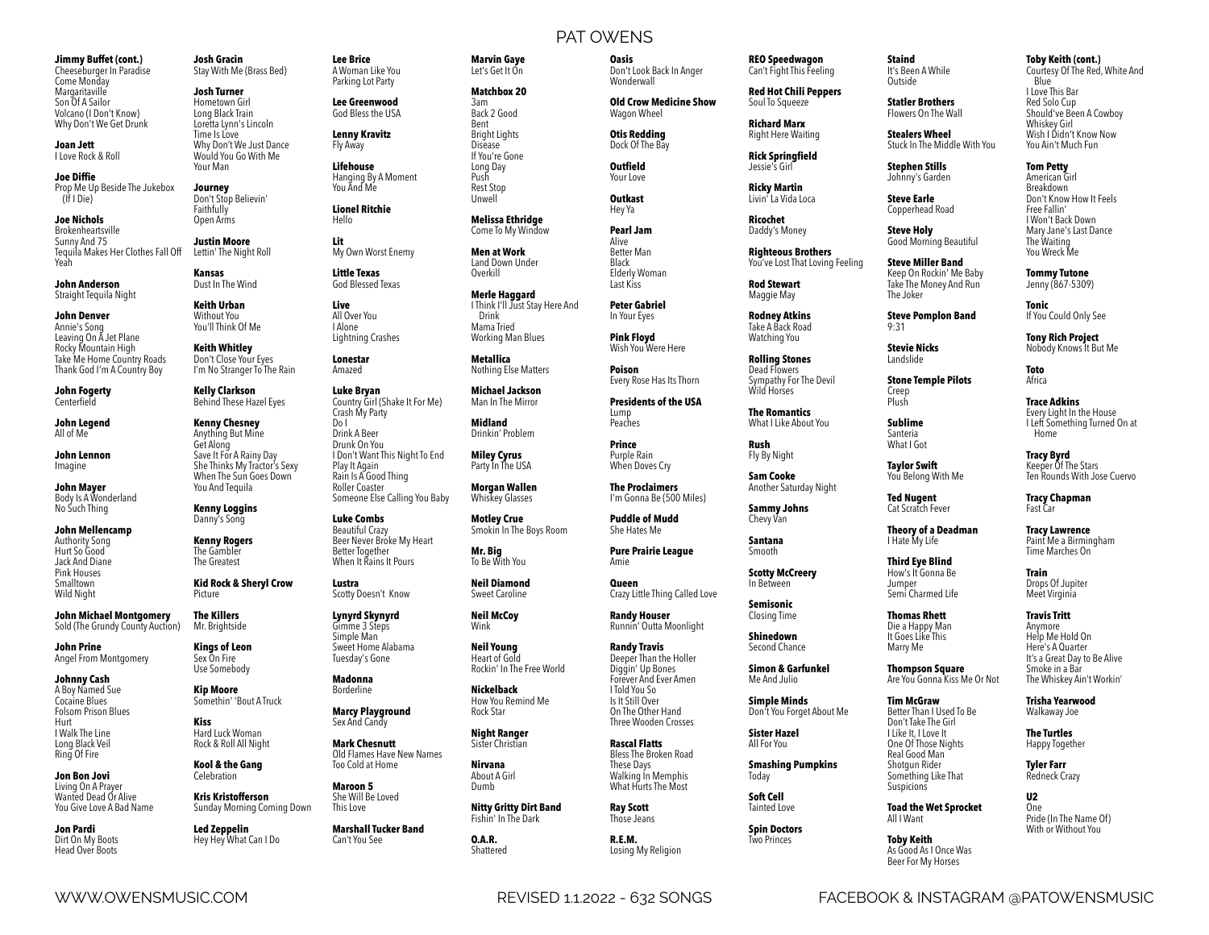# PAT OWENS

**Jimmy Buffet (cont.)**
Cheeseburger In Paradise
Come Monday
Margaritaville
Son Of A Sailor
Volcano (I Don't Know)
Why Don't We Get Drunk

**Joan Jett**
I Love Rock & Roll

**Joe Diffie**
Prop Me Up Beside The Jukebox (If I Die)

**Joe Nichols**
Brokenheartsville
Sunny And 75
Tequila Makes Her Clothes Fall Off
Yeah

**John Anderson**
Straight Tequila Night

**John Denver**
Annie's Song
Leaving On A Jet Plane
Rocky Mountain High
Take Me Home Country Roads
Thank God I'm A Country Boy

**John Fogerty**
Centerfield

**John Legend**
All of Me

**John Lennon**
Imagine

**John Mayer**
Body Is A Wonderland
No Such Thing

**John Mellencamp**
Authority Song
Hurt So Good
Jack And Diane
Pink Houses
Smalltown
Wild Night

**John Michael Montgomery**
Sold (The Grundy County Auction)

**John Prine**
Angel From Montgomery

**Johnny Cash**
A Boy Named Sue
Cocaine Blues
Folsom Prison Blues
Hurt
I Walk The Line
Long Black Veil
Ring Of Fire

**Jon Bon Jovi**
Living On A Prayer
Wanted Dead Or Alive
You Give Love A Bad Name

**Jon Pardi**
Dirt On My Boots
Head Over Boots

**Josh Gracin**
Stay With Me (Brass Bed)

**Josh Turner**
Hometown Girl
Long Black Train
Loretta Lynn's Lincoln
Time Is Love
Why Don't We Just Dance
Would You Go With Me
Your Man

**Journey**
Don't Stop Believin'
Faithfully
Open Arms

**Justin Moore**
Lettin' The Night Roll

**Kansas**
Dust In The Wind

**Keith Urban**
Without You
You'll Think Of Me

**Keith Whitley**
Don't Close Your Eyes
I'm No Stranger To The Rain

**Kelly Clarkson**
Behind These Hazel Eyes

**Kenny Chesney**
Anything But Mine
Get Along
Save It For A Rainy Day
She Thinks My Tractor's Sexy
When The Sun Goes Down
You And Tequila

**Kenny Loggins**
Danny's Song

**Kenny Rogers**
The Gambler
The Greatest

**Kid Rock & Sheryl Crow**
Picture

**The Killers**
Mr. Brightside

**Kings of Leon**
Sex On Fire
Use Somebody

**Kip Moore**
Somethin' 'Bout A Truck

**Kiss**
Hard Luck Woman
Rock & Roll All Night

**Kool & the Gang**
Celebration

**Kris Kristofferson**
Sunday Morning Coming Down

**Led Zeppelin**
Hey Hey What Can I Do

**Lee Brice**
A Woman Like You
Parking Lot Party

**Lee Greenwood**
God Bless the USA

**Lenny Kravitz**
Fly Away

**Lifehouse**
Hanging By A Moment
You And Me

**Lionel Ritchie**
Hello

**Lit**
My Own Worst Enemy

**Little Texas**
God Blessed Texas

**Live**
All Over You
I Alone
Lightning Crashes

**Lonestar**
Amazed

**Luke Bryan**
Country Girl (Shake It For Me)
Crash My Party
Do I
Drink A Beer
Drunk On You
I Don't Want This Night To End
Play It Again
Rain Is A Good Thing
Roller Coaster
Someone Else Calling You Baby

**Luke Combs**
Beautiful Crazy
Beer Never Broke My Heart
Better Together
When It Rains It Pours

**Lustra**
Scotty Doesn't Know

**Lynyrd Skynyrd**
Gimme 3 Steps
Simple Man
Sweet Home Alabama
Tuesday's Gone

**Madonna**
Borderline

**Marcy Playground**
Sex And Candy

**Mark Chesnutt**
Old Flames Have New Names
Too Cold at Home

**Maroon 5**
She Will Be Loved
This Love

**Marshall Tucker Band**
Can't You See

**Marvin Gaye**
Let's Get It On

**Matchbox 20**
3am
Back 2 Good
Bent
Bright Lights
Disease
If You're Gone
Long Day
Push
Rest Stop
Unwell

**Melissa Ethridge**
Come To My Window

**Men at Work**
Land Down Under
Overkill

**Merle Haggard**
I Think I'll Just Stay Here And Drink
Mama Tried
Working Man Blues

**Metallica**
Nothing Else Matters

**Michael Jackson**
Man In The Mirror

**Midland**
Drinkin' Problem

**Miley Cyrus**
Party In The USA

**Morgan Wallen**
Whiskey Glasses

**Motley Crue**
Smokin In The Boys Room

**Mr. Big**
To Be With You

**Neil Diamond**
Sweet Caroline

**Neil McCoy**
Wink

**Neil Young**
Heart of Gold
Rockin' In The Free World

**Nickelback**
How You Remind Me
Rock Star

**Night Ranger**
Sister Christian

**Nirvana**
About A Girl
Dumb

**Nitty Gritty Dirt Band**
Fishin' In The Dark

**O.A.R.**
Shattered

**Oasis**
Don't Look Back In Anger
Wonderwall

**Old Crow Medicine Show**
Wagon Wheel

**Otis Redding**
Dock Of The Bay

**Outfield**
Your Love

**Outkast**
Hey Ya

**Pearl Jam**
Alive
Better Man
Black
Elderly Woman
Last Kiss

**Peter Gabriel**
In Your Eyes

**Pink Floyd**
Wish You Were Here

**Poison**
Every Rose Has Its Thorn

**Presidents of the USA**
Lump
Peaches

**Prince**
Purple Rain
When Doves Cry

**The Proclaimers**
I'm Gonna Be (500 Miles)

**Puddle of Mudd**
She Hates Me

**Pure Prairie League**
Amie

**Queen**
Crazy Little Thing Called Love

**Randy Houser**
Runnin' Outta Moonlight

**Randy Travis**
Deeper Than the Holler
Diggin' Up Bones
Forever And Ever Amen
I Told You So
Is It Still Over
On The Other Hand
Three Wooden Crosses

**Rascal Flatts**
Bless The Broken Road
These Days
Walking In Memphis
What Hurts The Most

**Ray Scott**
Those Jeans

**R.E.M.**
Losing My Religion

**REO Speedwagon**
Can't Fight This Feeling

**Red Hot Chili Peppers**
Soul To Squeeze

**Richard Marx**
Right Here Waiting

**Rick Springfield**
Jessie's Girl

**Ricky Martin**
Livin' La Vida Loca

**Ricochet**
Daddy's Money

**Righteous Brothers**
You've Lost That Loving Feeling

**Rod Stewart**
Maggie May

**Rodney Atkins**
Take A Back Road
Watching You

**Rolling Stones**
Dead Flowers
Sympathy For The Devil
Wild Horses

**The Romantics**
What I Like About You

**Rush**
Fly By Night

**Sam Cooke**
Another Saturday Night

**Sammy Johns**
Chevy Van

**Santana**
Smooth

**Scotty McCreery**
In Between

**Semisonic**
Closing Time

**Shinedown**
Second Chance

**Simon & Garfunkel**
Me And Julio

**Simple Minds**
Don't You Forget About Me

**Sister Hazel**
All For You

**Smashing Pumpkins**
Today

**Soft Cell**
Tainted Love

**Spin Doctors**
Two Princes

**Staind**
It's Been A While
Outside

**Statler Brothers**
Flowers On The Wall

**Stealers Wheel**
Stuck In The Middle With You

**Stephen Stills**
Johnny's Garden

**Steve Earle**
Copperhead Road

**Steve Holy**
Good Morning Beautiful

**Steve Miller Band**
Keep On Rockin' Me Baby
Take The Money And Run
The Joker

**Steve Pomplon Band**
9:31

**Stevie Nicks**
Landslide

**Stone Temple Pilots**
Creep
Plush

**Sublime**
Santeria
What I Got

**Taylor Swift**
You Belong With Me

**Ted Nugent**
Cat Scratch Fever

**Theory of a Deadman**
I Hate My Life

**Third Eye Blind**
How's It Gonna Be
Jumper
Semi Charmed Life

**Thomas Rhett**
Die a Happy Man
It Goes Like This
Marry Me

**Thompson Square**
Are You Gonna Kiss Me Or Not

**Tim McGraw**
Better Than I Used To Be
Don't Take The Girl
I Like It, I Love It
One Of Those Nights
Real Good Man
Shotgun Rider
Something Like That
Suspicions

**Toad the Wet Sprocket**
All I Want

**Toby Keith**
As Good As I Once Was
Beer For My Horses

**Toby Keith (cont.)**
Courtesy Of The Red, White And Blue
I Love This Bar
Red Solo Cup
Should've Been A Cowboy
Whiskey Girl
Wish I Didn't Know Now
You Ain't Much Fun

**Tom Petty**
American Girl
Breakdown
Don't Know How It Feels
Free Fallin'
I Won't Back Down
Mary Jane's Last Dance
The Waiting
You Wreck Me

**Tommy Tutone**
Jenny (867-5309)

**Tonic**
If You Could Only See

**Tony Rich Project**
Nobody Knows It But Me

**Toto**
Africa

**Trace Adkins**
Every Light In the House
I Left Something Turned On at Home

**Tracy Byrd**
Keeper Of The Stars
Ten Rounds With Jose Cuervo

**Tracy Chapman**
Fast Car

**Tracy Lawrence**
Paint Me a Birmingham
Time Marches On

**Train**
Drops Of Jupiter
Meet Virginia

**Travis Tritt**
Anymore
Help Me Hold On
Here's A Quarter
It's a Great Day to Be Alive
Smoke in a Bar
The Whiskey Ain't Workin'

**Trisha Yearwood**
Walkaway Joe

**The Turtles**
Happy Together

**Tyler Farr**
Redneck Crazy

**U2**
One
Pride (In The Name Of)
With or Without You

WWW.OWENSMUSIC.COM REVISED 1.1.2022 - 632 SONGS FACEBOOK & INSTAGRAM @PATOWENSMUSIC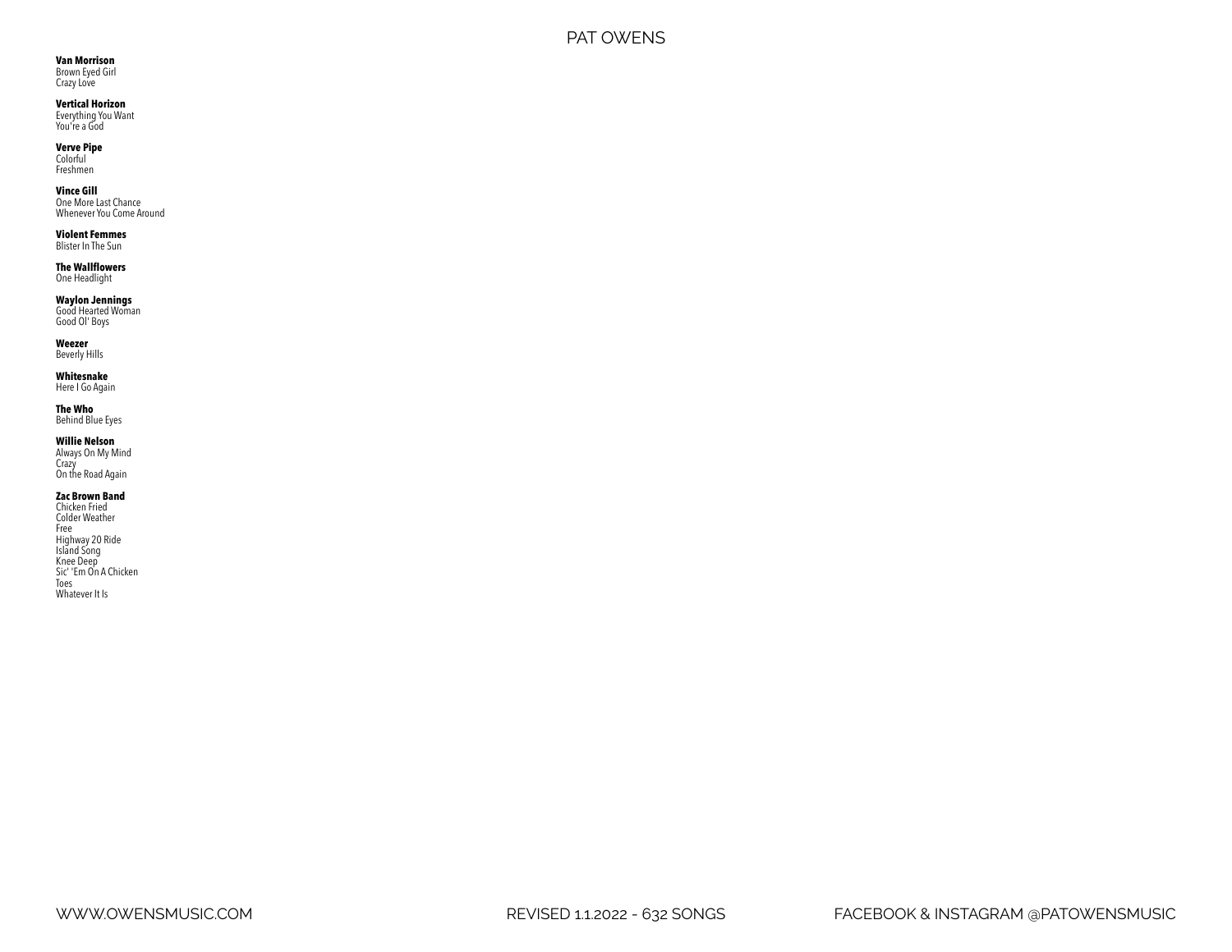**Van Morrison**
Brown Eyed Girl
Crazy Love

**Vertical Horizon**
Everything You Want
You're a God

**Verve Pipe**
Colorful
Freshmen

**Vince Gill**
One More Last Chance
Whenever You Come Around

**Violent Femmes**
Blister In The Sun

**The Wallflowers**
One Headlight

**Waylon Jennings**
Good Hearted Woman
Good Ol' Boys

**Weezer**
Beverly Hills

**Whitesnake**
Here I Go Again

**The Who**
Behind Blue Eyes

**Willie Nelson**
Always On My Mind
Crazy
On the Road Again

**Zac Brown Band**
Chicken Fried
Colder Weather
Free
Highway 20 Ride
Island Song
Knee Deep
Sic' 'Em On A Chicken
Toes
Whatever It Is